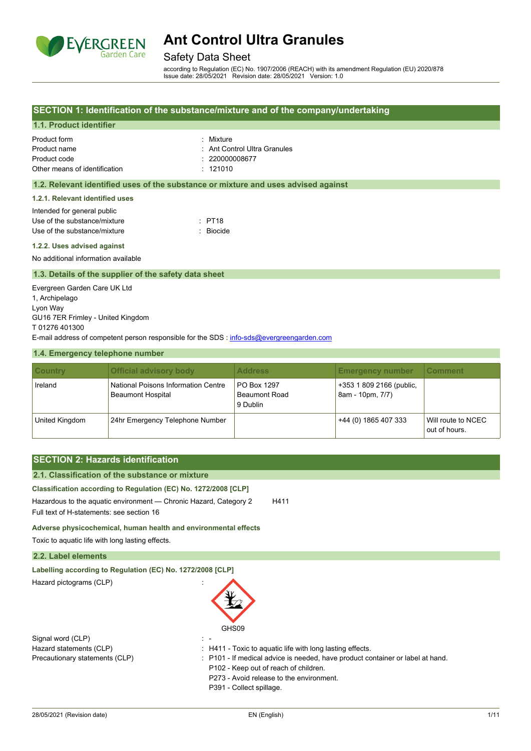# Ant Control Ultra Granules

## Safety Data Sheet

according to Regulation (EC) No. 1907/2006 (REACH) with its amendment Regulation (EU) 2020/878
Issue date: 28/05/2021 Revision date: 28/05/2021 Version: 1.0

## SECTION 1: Identification of the substance/mixture and of the company/undertaking

### 1.1. Product identifier

Product form : Mixture
Product name : Ant Control Ultra Granules
Product code : 220000008677
Other means of identification : 121010

### 1.2. Relevant identified uses of the substance or mixture and uses advised against

#### 1.2.1. Relevant identified uses

Intended for general public
Use of the substance/mixture : PT18
Use of the substance/mixture : Biocide

#### 1.2.2. Uses advised against

No additional information available

### 1.3. Details of the supplier of the safety data sheet

Evergreen Garden Care UK Ltd
1, Archipelago
Lyon Way
GU16 7ER Frimley - United Kingdom
T 01276 401300
E-mail address of competent person responsible for the SDS : info-sds@evergreengarden.com

### 1.4. Emergency telephone number

| Country | Official advisory body | Address | Emergency number | Comment |
|---|---|---|---|---|
| Ireland | National Poisons Information Centre Beaumont Hospital | PO Box 1297 Beaumont Road 9 Dublin | +353 1 809 2166 (public, 8am - 10pm, 7/7) | |
| United Kingdom | 24hr Emergency Telephone Number | | +44 (0) 1865 407 333 | Will route to NCEC out of hours. |

## SECTION 2: Hazards identification

### 2.1. Classification of the substance or mixture

#### Classification according to Regulation (EC) No. 1272/2008 [CLP]

Hazardous to the aquatic environment — Chronic Hazard, Category 2 H411
Full text of H-statements: see section 16

#### Adverse physicochemical, human health and environmental effects

Toxic to aquatic life with long lasting effects.

### 2.2. Label elements

#### Labelling according to Regulation (EC) No. 1272/2008 [CLP]

Hazard pictograms (CLP) :

GHS09

Signal word (CLP) : -
Hazard statements (CLP) : H411 - Toxic to aquatic life with long lasting effects.
Precautionary statements (CLP) : P101 - If medical advice is needed, have product container or label at hand.
P102 - Keep out of reach of children.
P273 - Avoid release to the environment.
P391 - Collect spillage.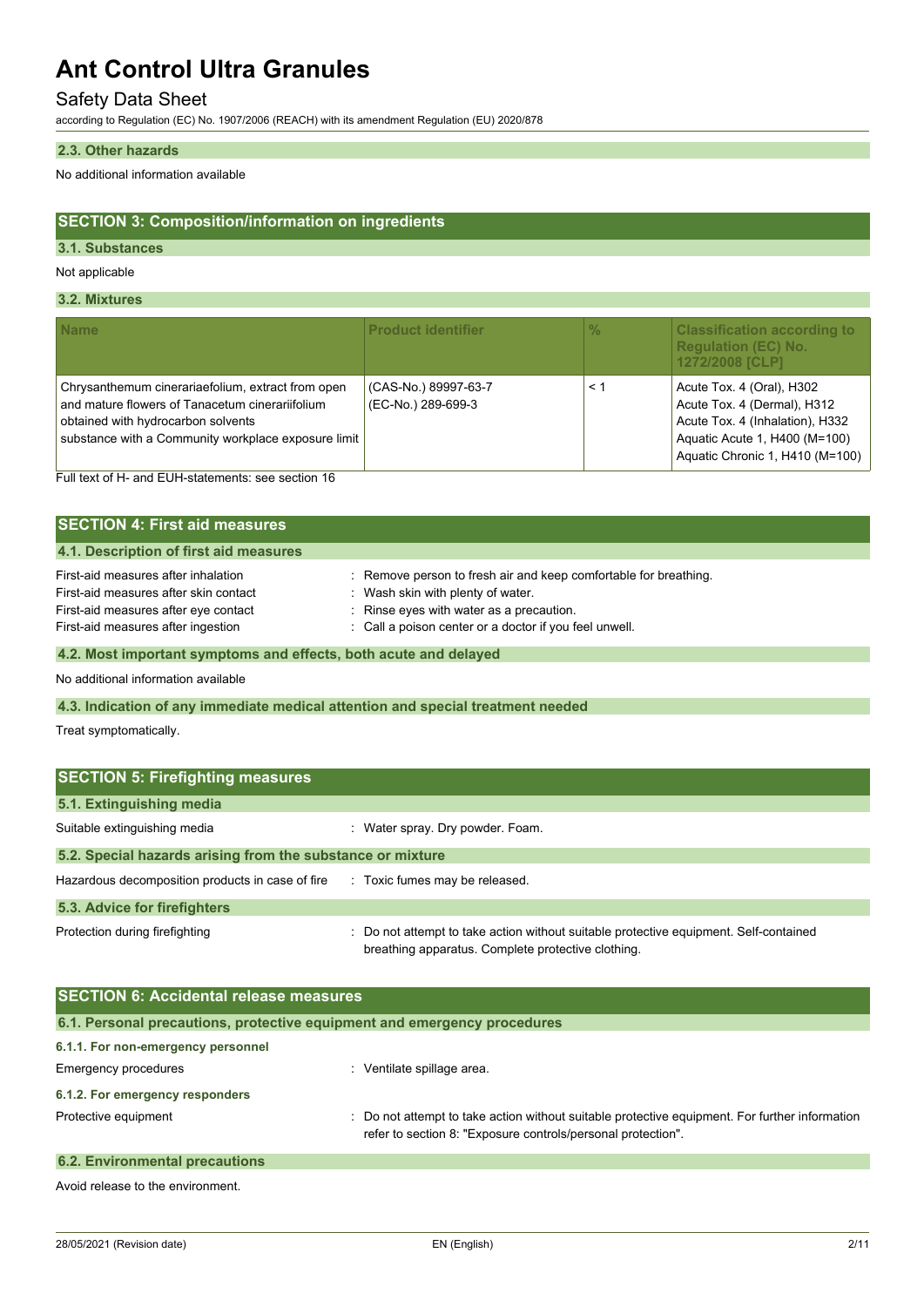### 2.3. Other hazards

No additional information available

## SECTION 3: Composition/information on ingredients

### 3.1. Substances

Not applicable

### 3.2. Mixtures

| Name | Product identifier | % | Classification according to Regulation (EC) No. 1272/2008 [CLP] |
|---|---|---|---|
| Chrysanthemum cinerariaefolium, extract from open and mature flowers of Tanacetum cinerariifolium obtained with hydrocarbon solvents<br>substance with a Community workplace exposure limit | (CAS-No.) 89997-63-7<br>(EC-No.) 289-699-3 | < 1 | Acute Tox. 4 (Oral), H302<br>Acute Tox. 4 (Dermal), H312<br>Acute Tox. 4 (Inhalation), H332<br>Aquatic Acute 1, H400 (M=100)<br>Aquatic Chronic 1, H410 (M=100) |

Full text of H- and EUH-statements: see section 16

## SECTION 4: First aid measures

### 4.1. Description of first aid measures

First-aid measures after inhalation : Remove person to fresh air and keep comfortable for breathing.
First-aid measures after skin contact : Wash skin with plenty of water.
First-aid measures after eye contact : Rinse eyes with water as a precaution.
First-aid measures after ingestion : Call a poison center or a doctor if you feel unwell.

### 4.2. Most important symptoms and effects, both acute and delayed

No additional information available

### 4.3. Indication of any immediate medical attention and special treatment needed

Treat symptomatically.

## SECTION 5: Firefighting measures

### 5.1. Extinguishing media

Suitable extinguishing media : Water spray. Dry powder. Foam.

### 5.2. Special hazards arising from the substance or mixture

Hazardous decomposition products in case of fire : Toxic fumes may be released.

### 5.3. Advice for firefighters

Protection during firefighting : Do not attempt to take action without suitable protective equipment. Self-contained breathing apparatus. Complete protective clothing.

## SECTION 6: Accidental release measures

### 6.1. Personal precautions, protective equipment and emergency procedures

#### 6.1.1. For non-emergency personnel

Emergency procedures : Ventilate spillage area.

#### 6.1.2. For emergency responders

Protective equipment : Do not attempt to take action without suitable protective equipment. For further information refer to section 8: "Exposure controls/personal protection".

### 6.2. Environmental precautions

Avoid release to the environment.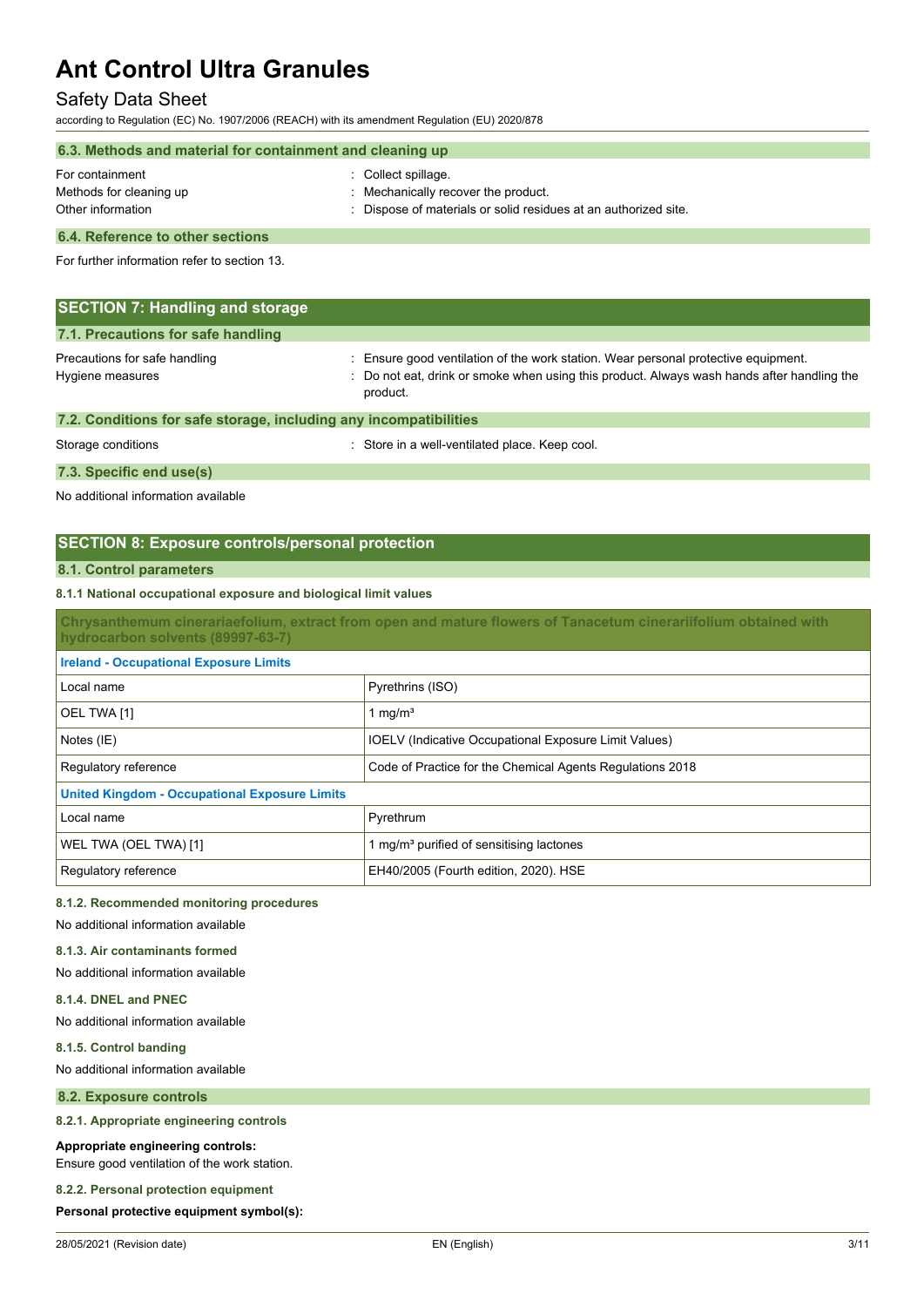### 6.3. Methods and material for containment and cleaning up

For containment : Collect spillage.
Methods for cleaning up : Mechanically recover the product.
Other information : Dispose of materials or solid residues at an authorized site.

### 6.4. Reference to other sections

For further information refer to section 13.

## SECTION 7: Handling and storage

### 7.1. Precautions for safe handling

Precautions for safe handling : Ensure good ventilation of the work station. Wear personal protective equipment.
Hygiene measures : Do not eat, drink or smoke when using this product. Always wash hands after handling the product.

### 7.2. Conditions for safe storage, including any incompatibilities

Storage conditions : Store in a well-ventilated place. Keep cool.

### 7.3. Specific end use(s)

No additional information available

## SECTION 8: Exposure controls/personal protection

### 8.1. Control parameters

#### 8.1.1 National occupational exposure and biological limit values

| Chrysanthemum cinerariaefolium, extract from open and mature flowers of Tanacetum cinerariifolium obtained with hydrocarbon solvents (89997-63-7) | |
|---|---|
| **Ireland - Occupational Exposure Limits** | |
| Local name | Pyrethrins (ISO) |
| OEL TWA [1] | 1 mg/m³ |
| Notes (IE) | IOELV (Indicative Occupational Exposure Limit Values) |
| Regulatory reference | Code of Practice for the Chemical Agents Regulations 2018 |
| **United Kingdom - Occupational Exposure Limits** | |
| Local name | Pyrethrum |
| WEL TWA (OEL TWA) [1] | 1 mg/m³ purified of sensitising lactones |
| Regulatory reference | EH40/2005 (Fourth edition, 2020). HSE |

#### 8.1.2. Recommended monitoring procedures

No additional information available

#### 8.1.3. Air contaminants formed

No additional information available

#### 8.1.4. DNEL and PNEC

No additional information available

#### 8.1.5. Control banding

No additional information available

### 8.2. Exposure controls

#### 8.2.1. Appropriate engineering controls

**Appropriate engineering controls:**
Ensure good ventilation of the work station.

#### 8.2.2. Personal protection equipment

**Personal protective equipment symbol(s):**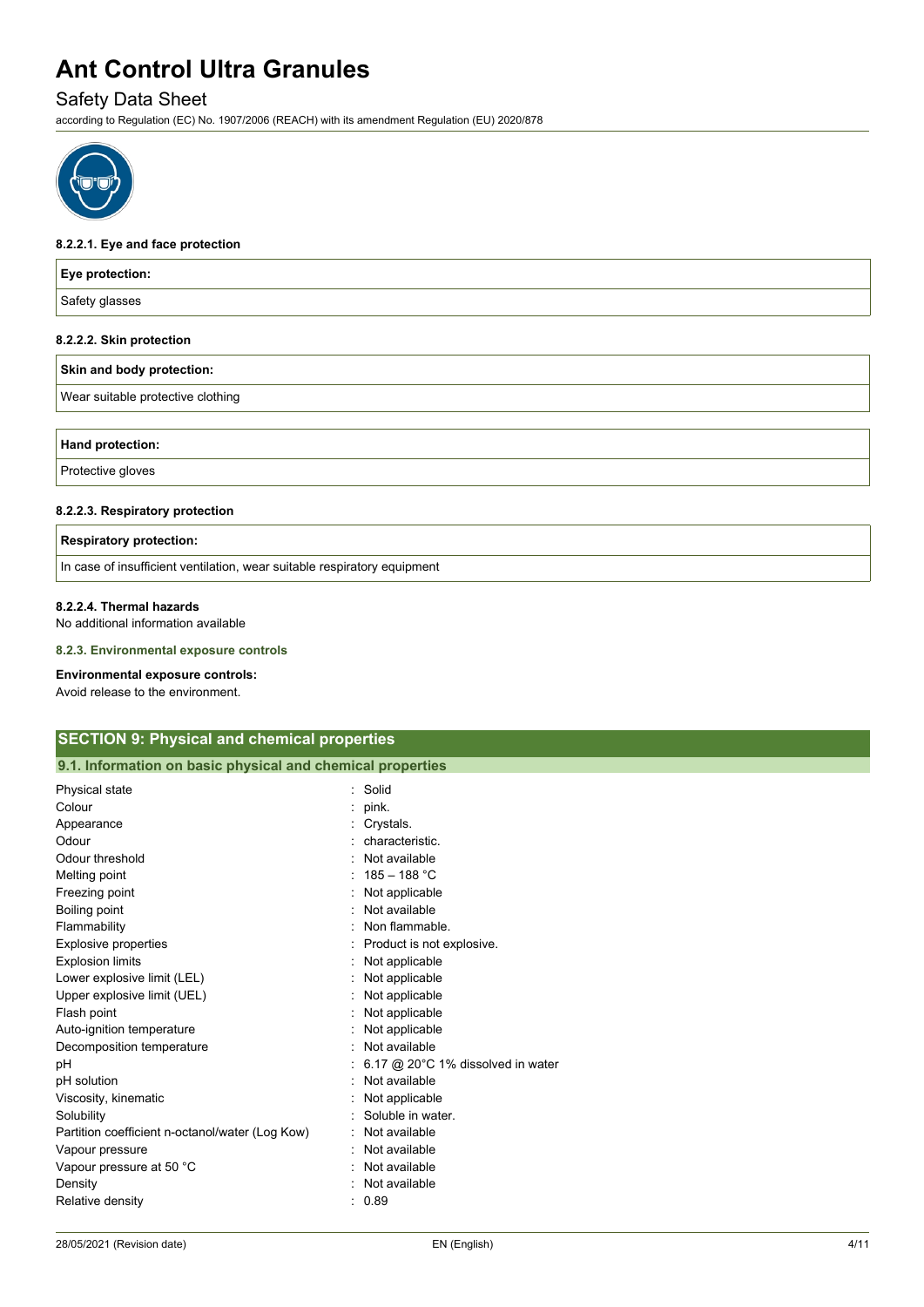#### 8.2.2.1. Eye and face protection

| Eye protection: |
|---|
| Safety glasses |

#### 8.2.2.2. Skin protection

| Skin and body protection: |
|---|
| Wear suitable protective clothing |

| Hand protection: |
|---|
| Protective gloves |

#### 8.2.2.3. Respiratory protection

| Respiratory protection: |
|---|
| In case of insufficient ventilation, wear suitable respiratory equipment |

#### 8.2.2.4. Thermal hazards

No additional information available

### 8.2.3. Environmental exposure controls

**Environmental exposure controls:**

Avoid release to the environment.

## SECTION 9: Physical and chemical properties

### 9.1. Information on basic physical and chemical properties

| | |
|---|---|
| Physical state | : Solid |
| Colour | : pink. |
| Appearance | : Crystals. |
| Odour | : characteristic. |
| Odour threshold | : Not available |
| Melting point | : 185 – 188 °C |
| Freezing point | : Not applicable |
| Boiling point | : Not available |
| Flammability | : Non flammable. |
| Explosive properties | : Product is not explosive. |
| Explosion limits | : Not applicable |
| Lower explosive limit (LEL) | : Not applicable |
| Upper explosive limit (UEL) | : Not applicable |
| Flash point | : Not applicable |
| Auto-ignition temperature | : Not applicable |
| Decomposition temperature | : Not available |
| pH | : 6.17 @ 20°C 1% dissolved in water |
| pH solution | : Not available |
| Viscosity, kinematic | : Not applicable |
| Solubility | : Soluble in water. |
| Partition coefficient n-octanol/water (Log Kow) | : Not available |
| Vapour pressure | : Not available |
| Vapour pressure at 50 °C | : Not available |
| Density | : Not available |
| Relative density | : 0.89 |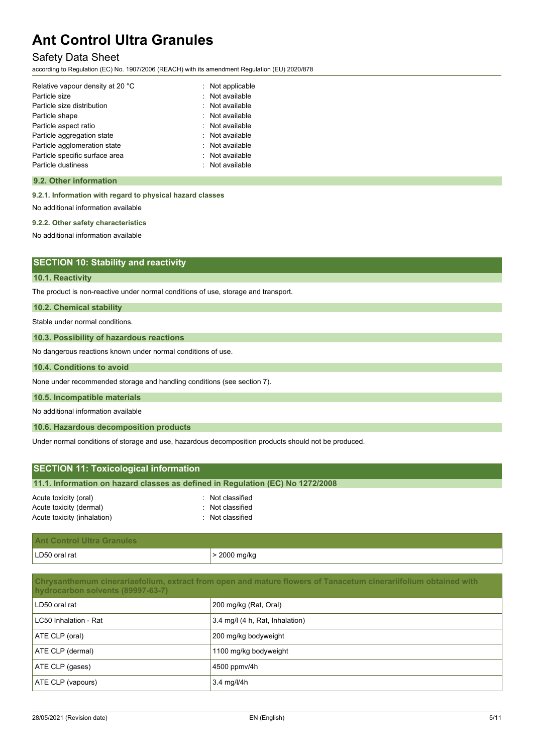| | |
|---|---|
| Relative vapour density at 20 °C | : Not applicable |
| Particle size | : Not available |
| Particle size distribution | : Not available |
| Particle shape | : Not available |
| Particle aspect ratio | : Not available |
| Particle aggregation state | : Not available |
| Particle agglomeration state | : Not available |
| Particle specific surface area | : Not available |
| Particle dustiness | : Not available |

### 9.2. Other information

#### 9.2.1. Information with regard to physical hazard classes

No additional information available

#### 9.2.2. Other safety characteristics

No additional information available

## SECTION 10: Stability and reactivity

### 10.1. Reactivity

The product is non-reactive under normal conditions of use, storage and transport.

### 10.2. Chemical stability

Stable under normal conditions.

### 10.3. Possibility of hazardous reactions

No dangerous reactions known under normal conditions of use.

### 10.4. Conditions to avoid

None under recommended storage and handling conditions (see section 7).

### 10.5. Incompatible materials

No additional information available

### 10.6. Hazardous decomposition products

Under normal conditions of storage and use, hazardous decomposition products should not be produced.

## SECTION 11: Toxicological information

### 11.1. Information on hazard classes as defined in Regulation (EC) No 1272/2008

| | |
|---|---|
| Acute toxicity (oral) | : Not classified |
| Acute toxicity (dermal) | : Not classified |
| Acute toxicity (inhalation) | : Not classified |

| Ant Control Ultra Granules | |
|---|---|
| LD50 oral rat | > 2000 mg/kg |

| Chrysanthemum cinerariaefolium, extract from open and mature flowers of Tanacetum cinerariifolium obtained with hydrocarbon solvents (89997-63-7) | |
|---|---|
| LD50 oral rat | 200 mg/kg (Rat, Oral) |
| LC50 Inhalation - Rat | 3.4 mg/l (4 h, Rat, Inhalation) |
| ATE CLP (oral) | 200 mg/kg bodyweight |
| ATE CLP (dermal) | 1100 mg/kg bodyweight |
| ATE CLP (gases) | 4500 ppmv/4h |
| ATE CLP (vapours) | 3.4 mg/l/4h |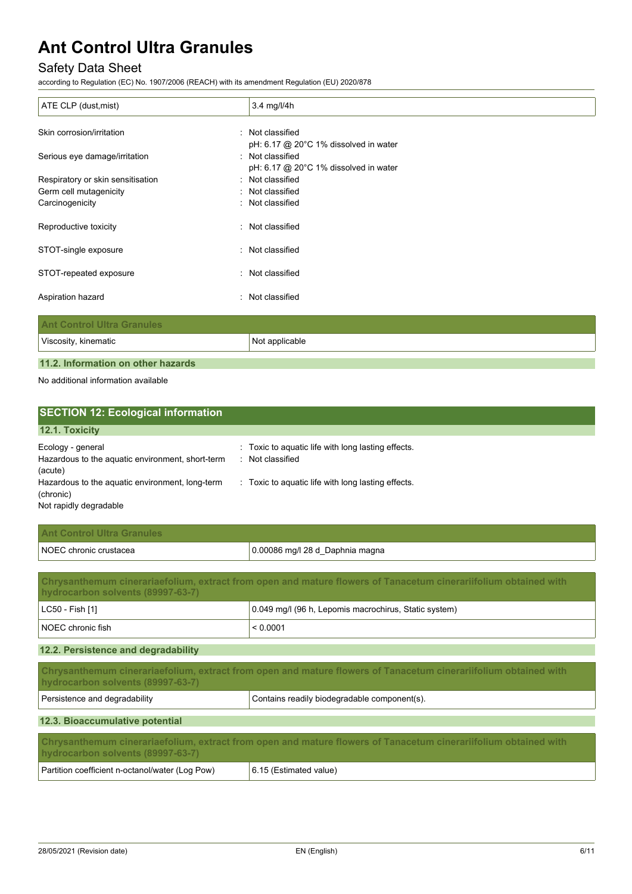| ATE CLP (dust,mist) | 3.4 mg/l/4h |
|---|---|

Skin corrosion/irritation : Not classified
pH: 6.17 @ 20°C 1% dissolved in water

Serious eye damage/irritation : Not classified
pH: 6.17 @ 20°C 1% dissolved in water

Respiratory or skin sensitisation : Not classified

Germ cell mutagenicity : Not classified

Carcinogenicity : Not classified

Reproductive toxicity : Not classified

STOT-single exposure : Not classified

STOT-repeated exposure : Not classified

Aspiration hazard : Not classified

| Ant Control Ultra Granules | |
|---|---|
| Viscosity, kinematic | Not applicable |

### 11.2. Information on other hazards

No additional information available

## SECTION 12: Ecological information

### 12.1. Toxicity

Ecology - general : Toxic to aquatic life with long lasting effects.

Hazardous to the aquatic environment, short-term (acute) : Not classified

Hazardous to the aquatic environment, long-term (chronic) : Toxic to aquatic life with long lasting effects.

Not rapidly degradable

| Ant Control Ultra Granules | |
|---|---|
| NOEC chronic crustacea | 0.00086 mg/l 28 d_Daphnia magna |

| Chrysanthemum cinerariaefolium, extract from open and mature flowers of Tanacetum cinerariifolium obtained with hydrocarbon solvents (89997-63-7) | |
|---|---|
| LC50 - Fish [1] | 0.049 mg/l (96 h, Lepomis macrochirus, Static system) |
| NOEC chronic fish | < 0.0001 |

### 12.2. Persistence and degradability

| Chrysanthemum cinerariaefolium, extract from open and mature flowers of Tanacetum cinerariifolium obtained with hydrocarbon solvents (89997-63-7) | |
|---|---|
| Persistence and degradability | Contains readily biodegradable component(s). |

### 12.3. Bioaccumulative potential

| Chrysanthemum cinerariaefolium, extract from open and mature flowers of Tanacetum cinerariifolium obtained with hydrocarbon solvents (89997-63-7) | |
|---|---|
| Partition coefficient n-octanol/water (Log Pow) | 6.15 (Estimated value) |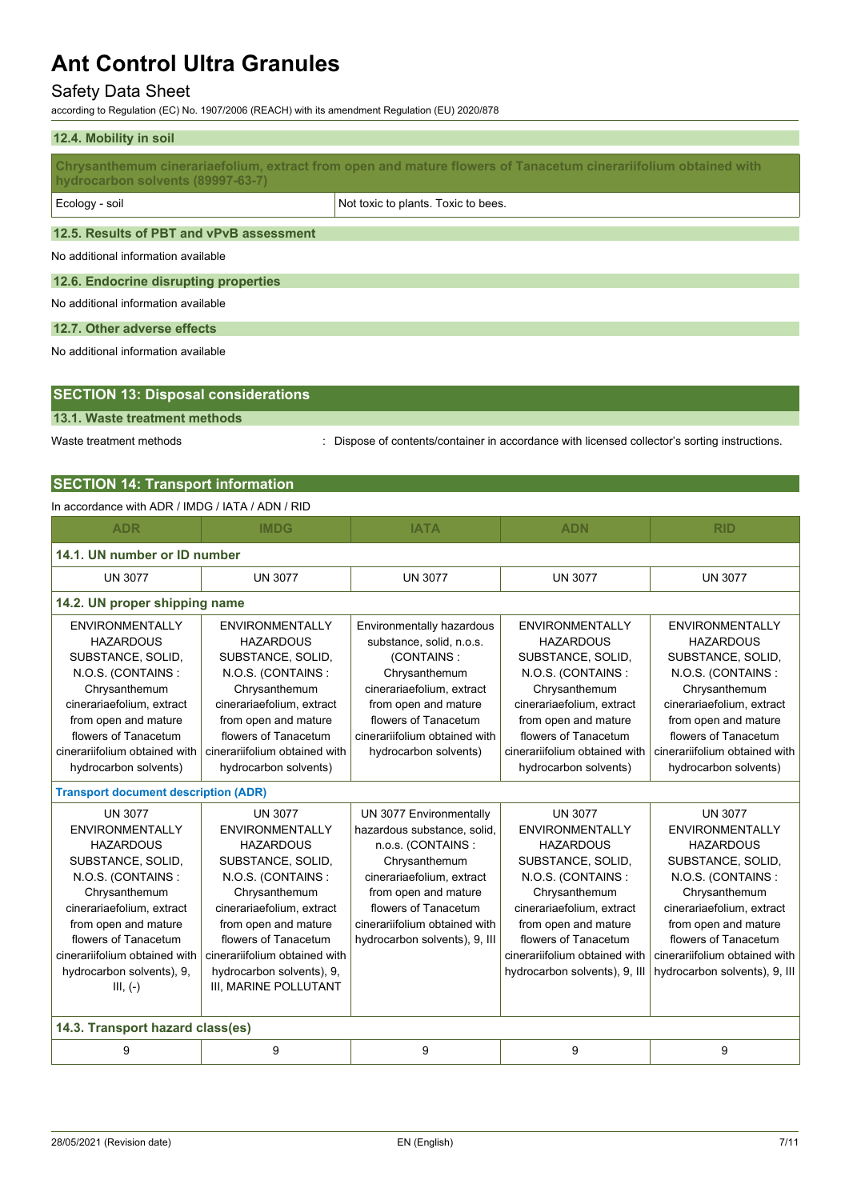#### 12.4. Mobility in soil

| Chrysanthemum cinerariaefolium, extract from open and mature flowers of Tanacetum cinerariifolium obtained with hydrocarbon solvents (89997-63-7) | |
|---|---|
| Ecology - soil | Not toxic to plants. Toxic to bees. |

#### 12.5. Results of PBT and vPvB assessment

No additional information available

#### 12.6. Endocrine disrupting properties

No additional information available

#### 12.7. Other adverse effects

No additional information available

## SECTION 13: Disposal considerations

#### 13.1. Waste treatment methods

Waste treatment methods : Dispose of contents/container in accordance with licensed collector's sorting instructions.

## SECTION 14: Transport information

In accordance with ADR / IMDG / IATA / ADN / RID

| ADR | IMDG | IATA | ADN | RID |
|---|---|---|---|---|
| **14.1. UN number or ID number** | | | | |
| UN 3077 | UN 3077 | UN 3077 | UN 3077 | UN 3077 |
| **14.2. UN proper shipping name** | | | | |
| ENVIRONMENTALLY HAZARDOUS SUBSTANCE, SOLID, N.O.S. (CONTAINS : Chrysanthemum cinerariaefolium, extract from open and mature flowers of Tanacetum cinerariifolium obtained with hydrocarbon solvents) | ENVIRONMENTALLY HAZARDOUS SUBSTANCE, SOLID, N.O.S. (CONTAINS : Chrysanthemum cinerariaefolium, extract from open and mature flowers of Tanacetum cinerariifolium obtained with hydrocarbon solvents) | Environmentally hazardous substance, solid, n.o.s. (CONTAINS : Chrysanthemum cinerariaefolium, extract from open and mature flowers of Tanacetum cinerariifolium obtained with hydrocarbon solvents) | ENVIRONMENTALLY HAZARDOUS SUBSTANCE, SOLID, N.O.S. (CONTAINS : Chrysanthemum cinerariaefolium, extract from open and mature flowers of Tanacetum cinerariifolium obtained with hydrocarbon solvents) | ENVIRONMENTALLY HAZARDOUS SUBSTANCE, SOLID, N.O.S. (CONTAINS : Chrysanthemum cinerariaefolium, extract from open and mature flowers of Tanacetum cinerariifolium obtained with hydrocarbon solvents) |
| **Transport document description (ADR)** | | | | |
| UN 3077 ENVIRONMENTALLY HAZARDOUS SUBSTANCE, SOLID, N.O.S. (CONTAINS : Chrysanthemum cinerariaefolium, extract from open and mature flowers of Tanacetum cinerariifolium obtained with hydrocarbon solvents), 9, III, (-) | UN 3077 ENVIRONMENTALLY HAZARDOUS SUBSTANCE, SOLID, N.O.S. (CONTAINS : Chrysanthemum cinerariaefolium, extract from open and mature flowers of Tanacetum cinerariifolium obtained with hydrocarbon solvents), 9, III, MARINE POLLUTANT | UN 3077 Environmentally hazardous substance, solid, n.o.s. (CONTAINS : Chrysanthemum cinerariaefolium, extract from open and mature flowers of Tanacetum cinerariifolium obtained with hydrocarbon solvents), 9, III | UN 3077 ENVIRONMENTALLY HAZARDOUS SUBSTANCE, SOLID, N.O.S. (CONTAINS : Chrysanthemum cinerariaefolium, extract from open and mature flowers of Tanacetum cinerariifolium obtained with hydrocarbon solvents), 9, III | UN 3077 ENVIRONMENTALLY HAZARDOUS SUBSTANCE, SOLID, N.O.S. (CONTAINS : Chrysanthemum cinerariaefolium, extract from open and mature flowers of Tanacetum cinerariifolium obtained with hydrocarbon solvents), 9, III |
| **14.3. Transport hazard class(es)** | | | | |
| 9 | 9 | 9 | 9 | 9 |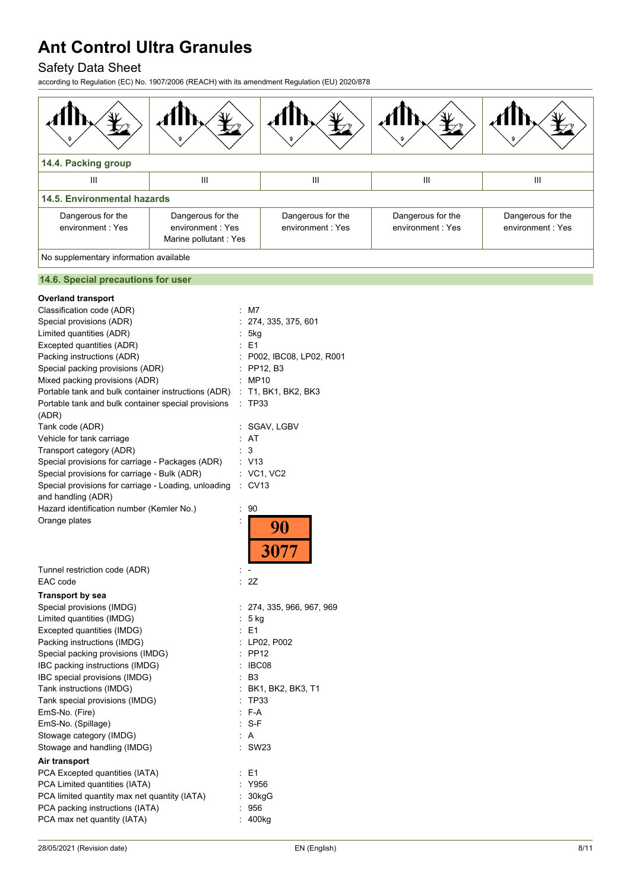# Ant Control Ultra Granules

## Safety Data Sheet

according to Regulation (EC) No. 1907/2006 (REACH) with its amendment Regulation (EU) 2020/878

| | | | | |
|---|---|---|---|---|
| 9 | 9 | 9 | 9 | 9 |
| **14.4. Packing group** | | | | |
| III | III | III | III | III |
| **14.5. Environmental hazards** | | | | |
| Dangerous for the environment : Yes | Dangerous for the environment : Yes<br>Marine pollutant : Yes | Dangerous for the environment : Yes | Dangerous for the environment : Yes | Dangerous for the environment : Yes |
| No supplementary information available | | | | |

### 14.6. Special precautions for user

**Overland transport**

| | |
|---|---|
| Classification code (ADR) | : M7 |
| Special provisions (ADR) | : 274, 335, 375, 601 |
| Limited quantities (ADR) | : 5kg |
| Excepted quantities (ADR) | : E1 |
| Packing instructions (ADR) | : P002, IBC08, LP02, R001 |
| Special packing provisions (ADR) | : PP12, B3 |
| Mixed packing provisions (ADR) | : MP10 |
| Portable tank and bulk container instructions (ADR) | : T1, BK1, BK2, BK3 |
| Portable tank and bulk container special provisions (ADR) | : TP33 |
| Tank code (ADR) | : SGAV, LGBV |
| Vehicle for tank carriage | : AT |
| Transport category (ADR) | : 3 |
| Special provisions for carriage - Packages (ADR) | : V13 |
| Special provisions for carriage - Bulk (ADR) | : VC1, VC2 |
| Special provisions for carriage - Loading, unloading and handling (ADR) | : CV13 |
| Hazard identification number (Kemler No.) | : 90 |
| Orange plates | : 90 / 3077 |
| Tunnel restriction code (ADR) | : - |
| EAC code | : 2Z |

**Transport by sea**

| | |
|---|---|
| Special provisions (IMDG) | : 274, 335, 966, 967, 969 |
| Limited quantities (IMDG) | : 5 kg |
| Excepted quantities (IMDG) | : E1 |
| Packing instructions (IMDG) | : LP02, P002 |
| Special packing provisions (IMDG) | : PP12 |
| IBC packing instructions (IMDG) | : IBC08 |
| IBC special provisions (IMDG) | : B3 |
| Tank instructions (IMDG) | : BK1, BK2, BK3, T1 |
| Tank special provisions (IMDG) | : TP33 |
| EmS-No. (Fire) | : F-A |
| EmS-No. (Spillage) | : S-F |
| Stowage category (IMDG) | : A |
| Stowage and handling (IMDG) | : SW23 |

**Air transport**

| | |
|---|---|
| PCA Excepted quantities (IATA) | : E1 |
| PCA Limited quantities (IATA) | : Y956 |
| PCA limited quantity max net quantity (IATA) | : 30kgG |
| PCA packing instructions (IATA) | : 956 |
| PCA max net quantity (IATA) | : 400kg |

28/05/2021 (Revision date)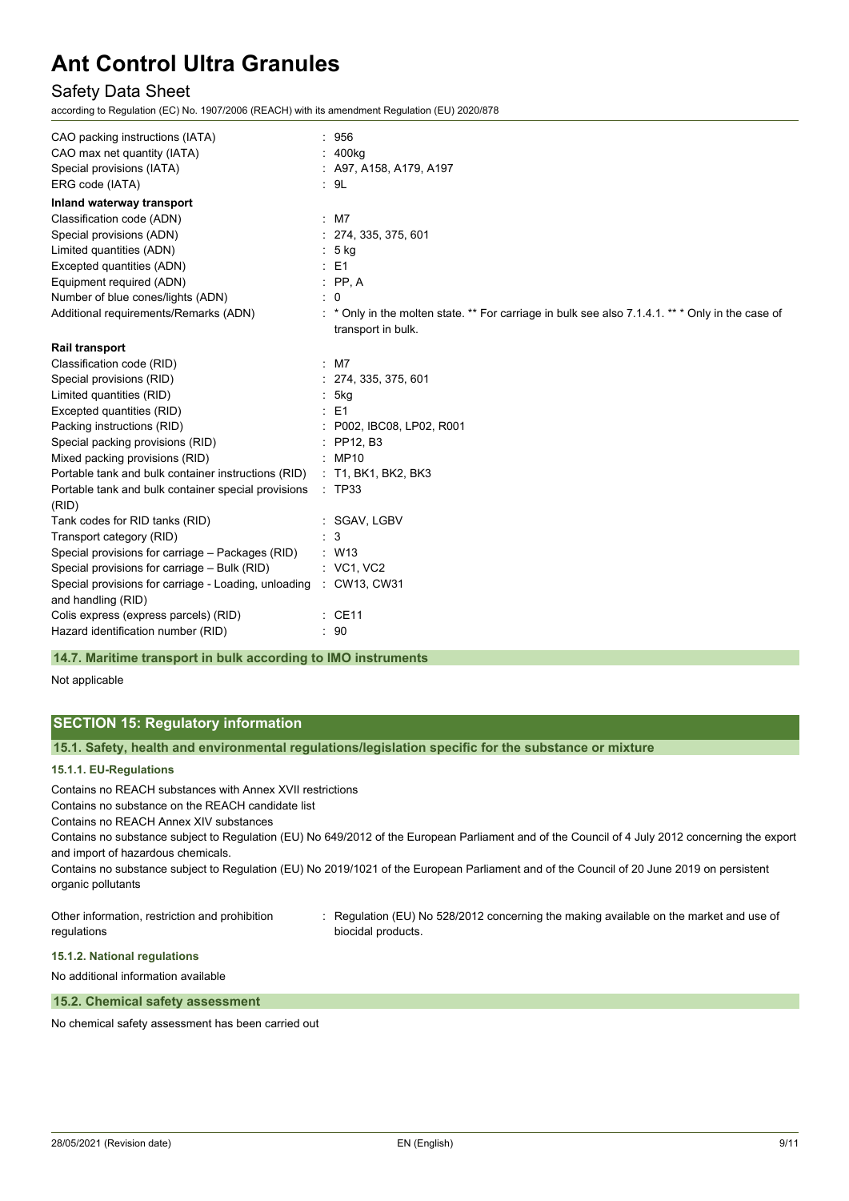| | |
|---|---|
| CAO packing instructions (IATA) | : 956 |
| CAO max net quantity (IATA) | : 400kg |
| Special provisions (IATA) | : A97, A158, A179, A197 |
| ERG code (IATA) | : 9L |

**Inland waterway transport**

| | |
|---|---|
| Classification code (ADN) | : M7 |
| Special provisions (ADN) | : 274, 335, 375, 601 |
| Limited quantities (ADN) | : 5 kg |
| Excepted quantities (ADN) | : E1 |
| Equipment required (ADN) | : PP, A |
| Number of blue cones/lights (ADN) | : 0 |
| Additional requirements/Remarks (ADN) | : * Only in the molten state. ** For carriage in bulk see also 7.1.4.1. *** Only in the case of transport in bulk. |

**Rail transport**

| | |
|---|---|
| Classification code (RID) | : M7 |
| Special provisions (RID) | : 274, 335, 375, 601 |
| Limited quantities (RID) | : 5kg |
| Excepted quantities (RID) | : E1 |
| Packing instructions (RID) | : P002, IBC08, LP02, R001 |
| Special packing provisions (RID) | : PP12, B3 |
| Mixed packing provisions (RID) | : MP10 |
| Portable tank and bulk container instructions (RID) | : T1, BK1, BK2, BK3 |
| Portable tank and bulk container special provisions (RID) | : TP33 |
| Tank codes for RID tanks (RID) | : SGAV, LGBV |
| Transport category (RID) | : 3 |
| Special provisions for carriage – Packages (RID) | : W13 |
| Special provisions for carriage – Bulk (RID) | : VC1, VC2 |
| Special provisions for carriage - Loading, unloading and handling (RID) | : CW13, CW31 |
| Colis express (express parcels) (RID) | : CE11 |
| Hazard identification number (RID) | : 90 |

### 14.7. Maritime transport in bulk according to IMO instruments

Not applicable

## SECTION 15: Regulatory information

### 15.1. Safety, health and environmental regulations/legislation specific for the substance or mixture

#### 15.1.1. EU-Regulations

Contains no REACH substances with Annex XVII restrictions

Contains no substance on the REACH candidate list

Contains no REACH Annex XIV substances

Contains no substance subject to Regulation (EU) No 649/2012 of the European Parliament and of the Council of 4 July 2012 concerning the export and import of hazardous chemicals.

Contains no substance subject to Regulation (EU) No 2019/1021 of the European Parliament and of the Council of 20 June 2019 on persistent organic pollutants

| | |
|---|---|
| Other information, restriction and prohibition regulations | : Regulation (EU) No 528/2012 concerning the making available on the market and use of biocidal products. |

#### 15.1.2. National regulations

No additional information available

### 15.2. Chemical safety assessment

No chemical safety assessment has been carried out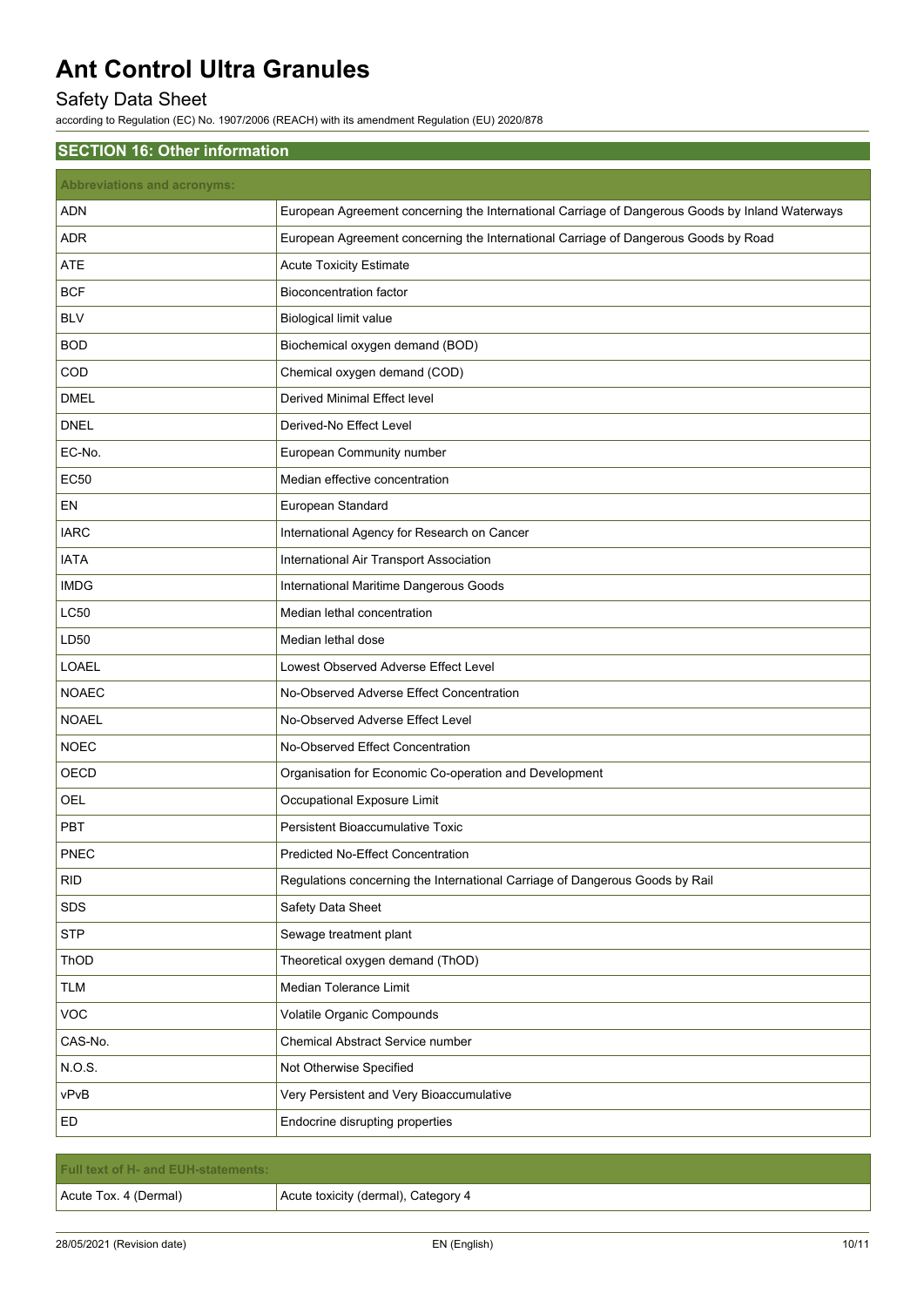# Ant Control Ultra Granules

## Safety Data Sheet

according to Regulation (EC) No. 1907/2006 (REACH) with its amendment Regulation (EU) 2020/878

### SECTION 16: Other information

| Abbreviations and acronyms: | |
|---|---|
| ADN | European Agreement concerning the International Carriage of Dangerous Goods by Inland Waterways |
| ADR | European Agreement concerning the International Carriage of Dangerous Goods by Road |
| ATE | Acute Toxicity Estimate |
| BCF | Bioconcentration factor |
| BLV | Biological limit value |
| BOD | Biochemical oxygen demand (BOD) |
| COD | Chemical oxygen demand (COD) |
| DMEL | Derived Minimal Effect level |
| DNEL | Derived-No Effect Level |
| EC-No. | European Community number |
| EC50 | Median effective concentration |
| EN | European Standard |
| IARC | International Agency for Research on Cancer |
| IATA | International Air Transport Association |
| IMDG | International Maritime Dangerous Goods |
| LC50 | Median lethal concentration |
| LD50 | Median lethal dose |
| LOAEL | Lowest Observed Adverse Effect Level |
| NOAEC | No-Observed Adverse Effect Concentration |
| NOAEL | No-Observed Adverse Effect Level |
| NOEC | No-Observed Effect Concentration |
| OECD | Organisation for Economic Co-operation and Development |
| OEL | Occupational Exposure Limit |
| PBT | Persistent Bioaccumulative Toxic |
| PNEC | Predicted No-Effect Concentration |
| RID | Regulations concerning the International Carriage of Dangerous Goods by Rail |
| SDS | Safety Data Sheet |
| STP | Sewage treatment plant |
| ThOD | Theoretical oxygen demand (ThOD) |
| TLM | Median Tolerance Limit |
| VOC | Volatile Organic Compounds |
| CAS-No. | Chemical Abstract Service number |
| N.O.S. | Not Otherwise Specified |
| vPvB | Very Persistent and Very Bioaccumulative |
| ED | Endocrine disrupting properties |

| Full text of H- and EUH-statements: | |
|---|---|
| Acute Tox. 4 (Dermal) | Acute toxicity (dermal), Category 4 |

28/05/2021 (Revision date) EN (English)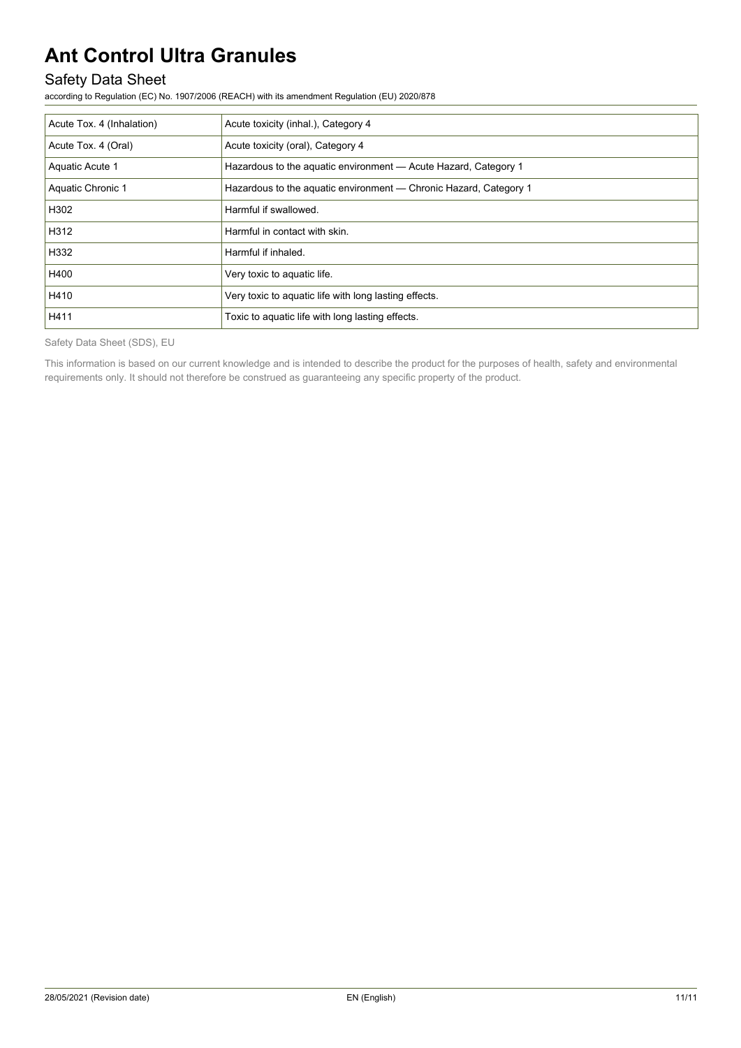| | |
|---|---|
| Acute Tox. 4 (Inhalation) | Acute toxicity (inhal.), Category 4 |
| Acute Tox. 4 (Oral) | Acute toxicity (oral), Category 4 |
| Aquatic Acute 1 | Hazardous to the aquatic environment — Acute Hazard, Category 1 |
| Aquatic Chronic 1 | Hazardous to the aquatic environment — Chronic Hazard, Category 1 |
| H302 | Harmful if swallowed. |
| H312 | Harmful in contact with skin. |
| H332 | Harmful if inhaled. |
| H400 | Very toxic to aquatic life. |
| H410 | Very toxic to aquatic life with long lasting effects. |
| H411 | Toxic to aquatic life with long lasting effects. |

Safety Data Sheet (SDS), EU

This information is based on our current knowledge and is intended to describe the product for the purposes of health, safety and environmental requirements only. It should not therefore be construed as guaranteeing any specific property of the product.